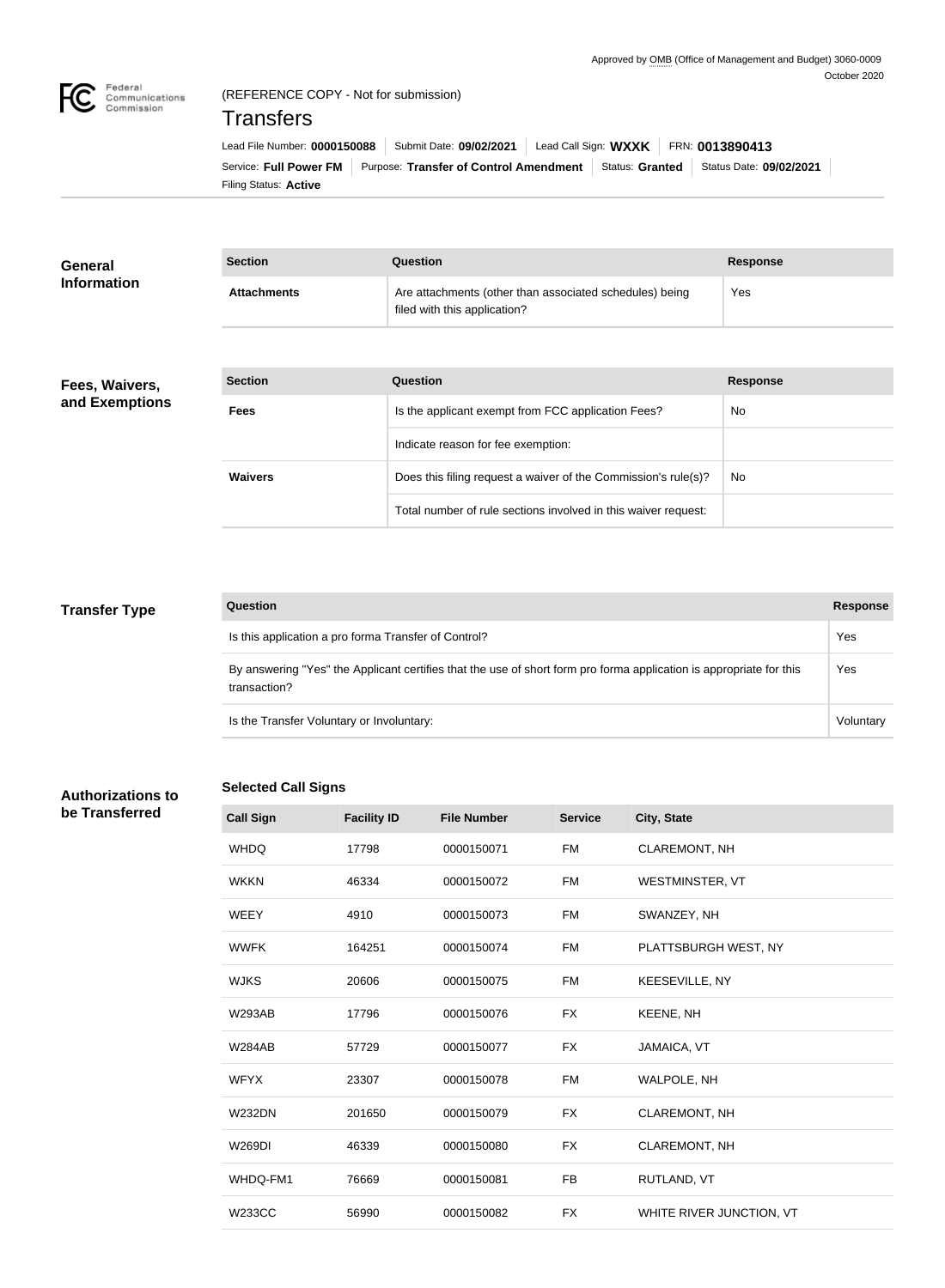Approved by OMB (Office of Management and Budget) 3060-0009
October 2020

(REFERENCE COPY - Not for submission)

# Transfers

Lead File Number: **0000150088** | Submit Date: **09/02/2021** | Lead Call Sign: **WXXK** | FRN: **0013890413**

Service: **Full Power FM** | Purpose: **Transfer of Control Amendment** | Status: **Granted** | Status Date: **09/02/2021**

Filing Status: **Active**

## General Information

| Section | Question | Response |
|---|---|---|
| **Attachments** | Are attachments (other than associated schedules) being filed with this application? | Yes |

## Fees, Waivers, and Exemptions

| Section | Question | Response |
|---|---|---|
| **Fees** | Is the applicant exempt from FCC application Fees? | No |
| | Indicate reason for fee exemption: | |
| **Waivers** | Does this filing request a waiver of the Commission's rule(s)? | No |
| | Total number of rule sections involved in this waiver request: | |

## Transfer Type

| Question | Response |
|---|---|
| Is this application a pro forma Transfer of Control? | Yes |
| By answering "Yes" the Applicant certifies that the use of short form pro forma application is appropriate for this transaction? | Yes |
| Is the Transfer Voluntary or Involuntary: | Voluntary |

## Authorizations to be Transferred

### Selected Call Signs

| Call Sign | Facility ID | File Number | Service | City, State |
|---|---|---|---|---|
| WHDQ | 17798 | 0000150071 | FM | CLAREMONT, NH |
| WKKN | 46334 | 0000150072 | FM | WESTMINSTER, VT |
| WEEY | 4910 | 0000150073 | FM | SWANZEY, NH |
| WWFK | 164251 | 0000150074 | FM | PLATTSBURGH WEST, NY |
| WJKS | 20606 | 0000150075 | FM | KEESEVILLE, NY |
| W293AB | 17796 | 0000150076 | FX | KEENE, NH |
| W284AB | 57729 | 0000150077 | FX | JAMAICA, VT |
| WFYX | 23307 | 0000150078 | FM | WALPOLE, NH |
| W232DN | 201650 | 0000150079 | FX | CLAREMONT, NH |
| W269DI | 46339 | 0000150080 | FX | CLAREMONT, NH |
| WHDQ-FM1 | 76669 | 0000150081 | FB | RUTLAND, VT |
| W233CC | 56990 | 0000150082 | FX | WHITE RIVER JUNCTION, VT |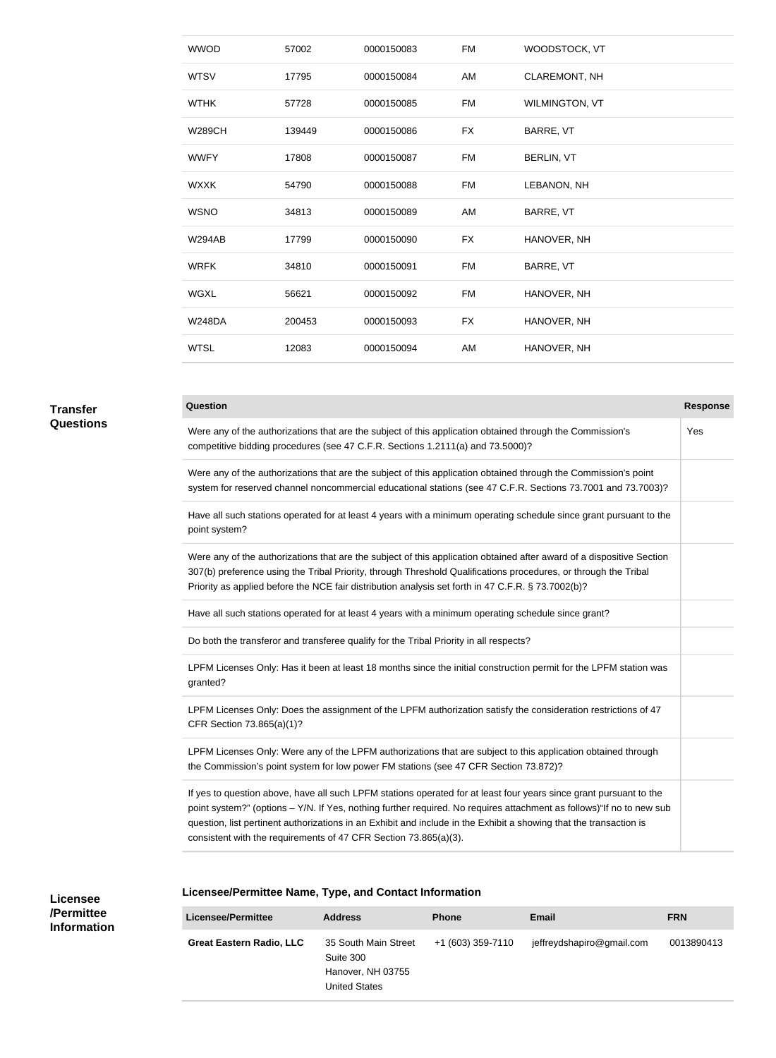| WWOD | 57002 | 0000150083 | FM | WOODSTOCK, VT |
|---|---|---|---|---|
| WTSV | 17795 | 0000150084 | AM | CLAREMONT, NH |
| WTHK | 57728 | 0000150085 | FM | WILMINGTON, VT |
| W289CH | 139449 | 0000150086 | FX | BARRE, VT |
| WWFY | 17808 | 0000150087 | FM | BERLIN, VT |
| WXXK | 54790 | 0000150088 | FM | LEBANON, NH |
| WSNO | 34813 | 0000150089 | AM | BARRE, VT |
| W294AB | 17799 | 0000150090 | FX | HANOVER, NH |
| WRFK | 34810 | 0000150091 | FM | BARRE, VT |
| WGXL | 56621 | 0000150092 | FM | HANOVER, NH |
| W248DA | 200453 | 0000150093 | FX | HANOVER, NH |
| WTSL | 12083 | 0000150094 | AM | HANOVER, NH |

## Transfer Questions

| Question | Response |
|---|---|
| Were any of the authorizations that are the subject of this application obtained through the Commission's competitive bidding procedures (see 47 C.F.R. Sections 1.2111(a) and 73.5000)? | Yes |
| Were any of the authorizations that are the subject of this application obtained through the Commission's point system for reserved channel noncommercial educational stations (see 47 C.F.R. Sections 73.7001 and 73.7003)? | |
| Have all such stations operated for at least 4 years with a minimum operating schedule since grant pursuant to the point system? | |
| Were any of the authorizations that are the subject of this application obtained after award of a dispositive Section 307(b) preference using the Tribal Priority, through Threshold Qualifications procedures, or through the Tribal Priority as applied before the NCE fair distribution analysis set forth in 47 C.F.R. § 73.7002(b)? | |
| Have all such stations operated for at least 4 years with a minimum operating schedule since grant? | |
| Do both the transferor and transferee qualify for the Tribal Priority in all respects? | |
| LPFM Licenses Only: Has it been at least 18 months since the initial construction permit for the LPFM station was granted? | |
| LPFM Licenses Only: Does the assignment of the LPFM authorization satisfy the consideration restrictions of 47 CFR Section 73.865(a)(1)? | |
| LPFM Licenses Only: Were any of the LPFM authorizations that are subject to this application obtained through the Commission's point system for low power FM stations (see 47 CFR Section 73.872)? | |
| If yes to question above, have all such LPFM stations operated for at least four years since grant pursuant to the point system?" (options – Y/N. If Yes, nothing further required. No requires attachment as follows)"If no to new sub question, list pertinent authorizations in an Exhibit and include in the Exhibit a showing that the transaction is consistent with the requirements of 47 CFR Section 73.865(a)(3). | |

## Licensee /Permittee Information

### Licensee/Permittee Name, Type, and Contact Information

| Licensee/Permittee | Address | Phone | Email | FRN |
|---|---|---|---|---|
| **Great Eastern Radio, LLC** | 35 South Main Street<br>Suite 300<br>Hanover, NH 03755<br>United States | +1 (603) 359-7110 | jeffreydshapiro@gmail.com | 0013890413 |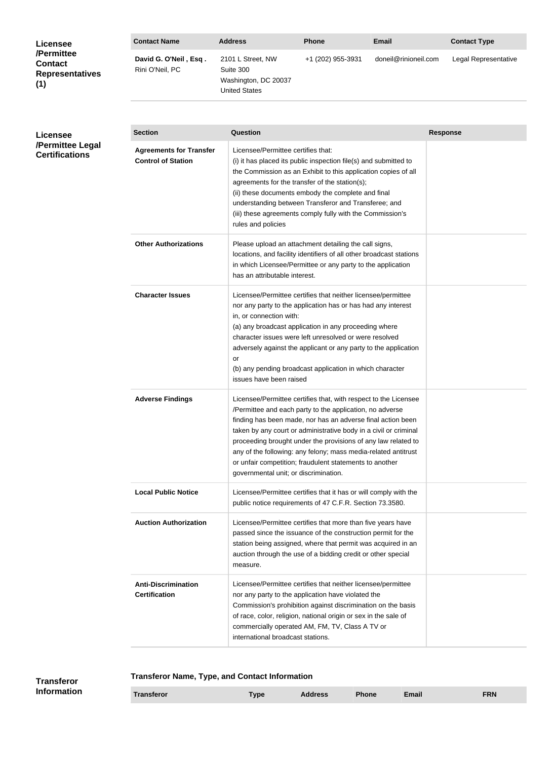## Licensee/Permittee Contact Representatives (1)

| Contact Name | Address | Phone | Email | Contact Type |
| --- | --- | --- | --- | --- |
| **David G. O'Neil , Esq .** Rini O'Neil, PC | 2101 L Street, NW Suite 300 Washington, DC 20037 United States | +1 (202) 955-3931 | doneil@rinioneil.com | Legal Representative |

## Licensee/Permittee Legal Certifications

| Section | Question | Response |
| --- | --- | --- |
| **Agreements for Transfer Control of Station** | Licensee/Permittee certifies that: (i) it has placed its public inspection file(s) and submitted to the Commission as an Exhibit to this application copies of all agreements for the transfer of the station(s); (ii) these documents embody the complete and final understanding between Transferor and Transferee; and (iii) these agreements comply fully with the Commission's rules and policies | |
| **Other Authorizations** | Please upload an attachment detailing the call signs, locations, and facility identifiers of all other broadcast stations in which Licensee/Permittee or any party to the application has an attributable interest. | |
| **Character Issues** | Licensee/Permittee certifies that neither licensee/permittee nor any party to the application has or has had any interest in, or connection with: (a) any broadcast application in any proceeding where character issues were left unresolved or were resolved adversely against the applicant or any party to the application or (b) any pending broadcast application in which character issues have been raised | |
| **Adverse Findings** | Licensee/Permittee certifies that, with respect to the Licensee /Permittee and each party to the application, no adverse finding has been made, nor has an adverse final action been taken by any court or administrative body in a civil or criminal proceeding brought under the provisions of any law related to any of the following: any felony; mass media-related antitrust or unfair competition; fraudulent statements to another governmental unit; or discrimination. | |
| **Local Public Notice** | Licensee/Permittee certifies that it has or will comply with the public notice requirements of 47 C.F.R. Section 73.3580. | |
| **Auction Authorization** | Licensee/Permittee certifies that more than five years have passed since the issuance of the construction permit for the station being assigned, where that permit was acquired in an auction through the use of a bidding credit or other special measure. | |
| **Anti-Discrimination Certification** | Licensee/Permittee certifies that neither licensee/permittee nor any party to the application have violated the Commission's prohibition against discrimination on the basis of race, color, religion, national origin or sex in the sale of commercially operated AM, FM, TV, Class A TV or international broadcast stations. | |

## Transferor Information

### Transferor Name, Type, and Contact Information

| Transferor | Type | Address | Phone | Email | FRN |
| --- | --- | --- | --- | --- | --- |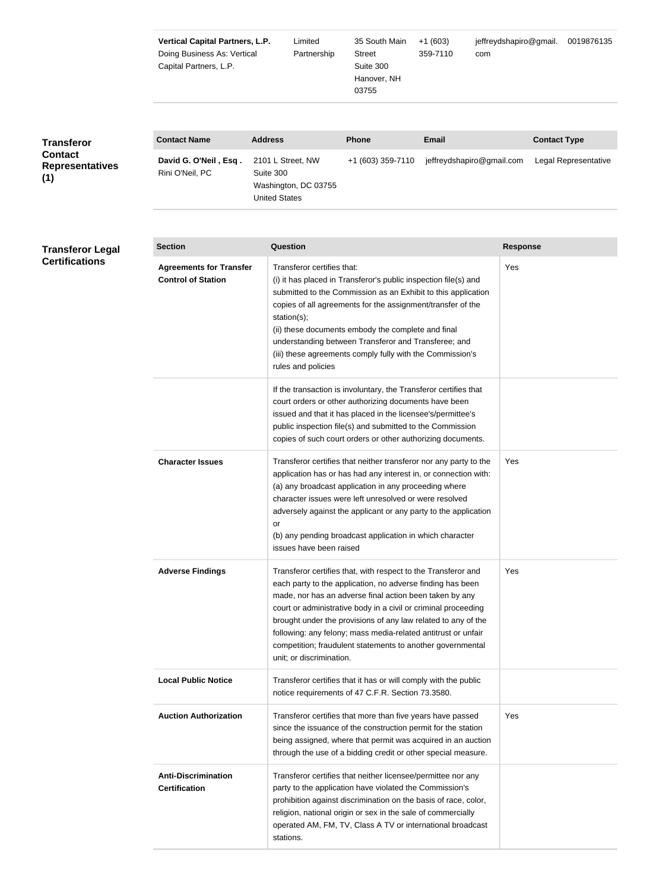| Vertical Capital Partners, L.P. Doing Business As: Vertical Capital Partners, L.P. | Limited Partnership | 35 South Main Street Suite 300 Hanover, NH 03755 | +1 (603) 359-7110 | jeffreydshapiro@gmail.com | 0019876135 |
|---|---|---|---|---|---|

**Transferor Contact Representatives (1)**

| Contact Name | Address | Phone | Email | Contact Type |
|---|---|---|---|---|
| **David G. O'Neil , Esq .** Rini O'Neil, PC | 2101 L Street, NW Suite 300 Washington, DC 03755 United States | +1 (603) 359-7110 | jeffreydshapiro@gmail.com | Legal Representative |

**Transferor Legal Certifications**

| Section | Question | Response |
|---|---|---|
| **Agreements for Transfer Control of Station** | Transferor certifies that: (i) it has placed in Transferor's public inspection file(s) and submitted to the Commission as an Exhibit to this application copies of all agreements for the assignment/transfer of the station(s); (ii) these documents embody the complete and final understanding between Transferor and Transferee; and (iii) these agreements comply fully with the Commission's rules and policies | Yes |
| | If the transaction is involuntary, the Transferor certifies that court orders or other authorizing documents have been issued and that it has placed in the licensee's/permittee's public inspection file(s) and submitted to the Commission copies of such court orders or other authorizing documents. | |
| **Character Issues** | Transferor certifies that neither transferor nor any party to the application has or has had any interest in, or connection with: (a) any broadcast application in any proceeding where character issues were left unresolved or were resolved adversely against the applicant or any party to the application or (b) any pending broadcast application in which character issues have been raised | Yes |
| **Adverse Findings** | Transferor certifies that, with respect to the Transferor and each party to the application, no adverse finding has been made, nor has an adverse final action been taken by any court or administrative body in a civil or criminal proceeding brought under the provisions of any law related to any of the following: any felony; mass media-related antitrust or unfair competition; fraudulent statements to another governmental unit; or discrimination. | Yes |
| **Local Public Notice** | Transferor certifies that it has or will comply with the public notice requirements of 47 C.F.R. Section 73.3580. | |
| **Auction Authorization** | Transferor certifies that more than five years have passed since the issuance of the construction permit for the station being assigned, where that permit was acquired in an auction through the use of a bidding credit or other special measure. | Yes |
| **Anti-Discrimination Certification** | Transferor certifies that neither licensee/permittee nor any party to the application have violated the Commission's prohibition against discrimination on the basis of race, color, religion, national origin or sex in the sale of commercially operated AM, FM, TV, Class A TV or international broadcast stations. | |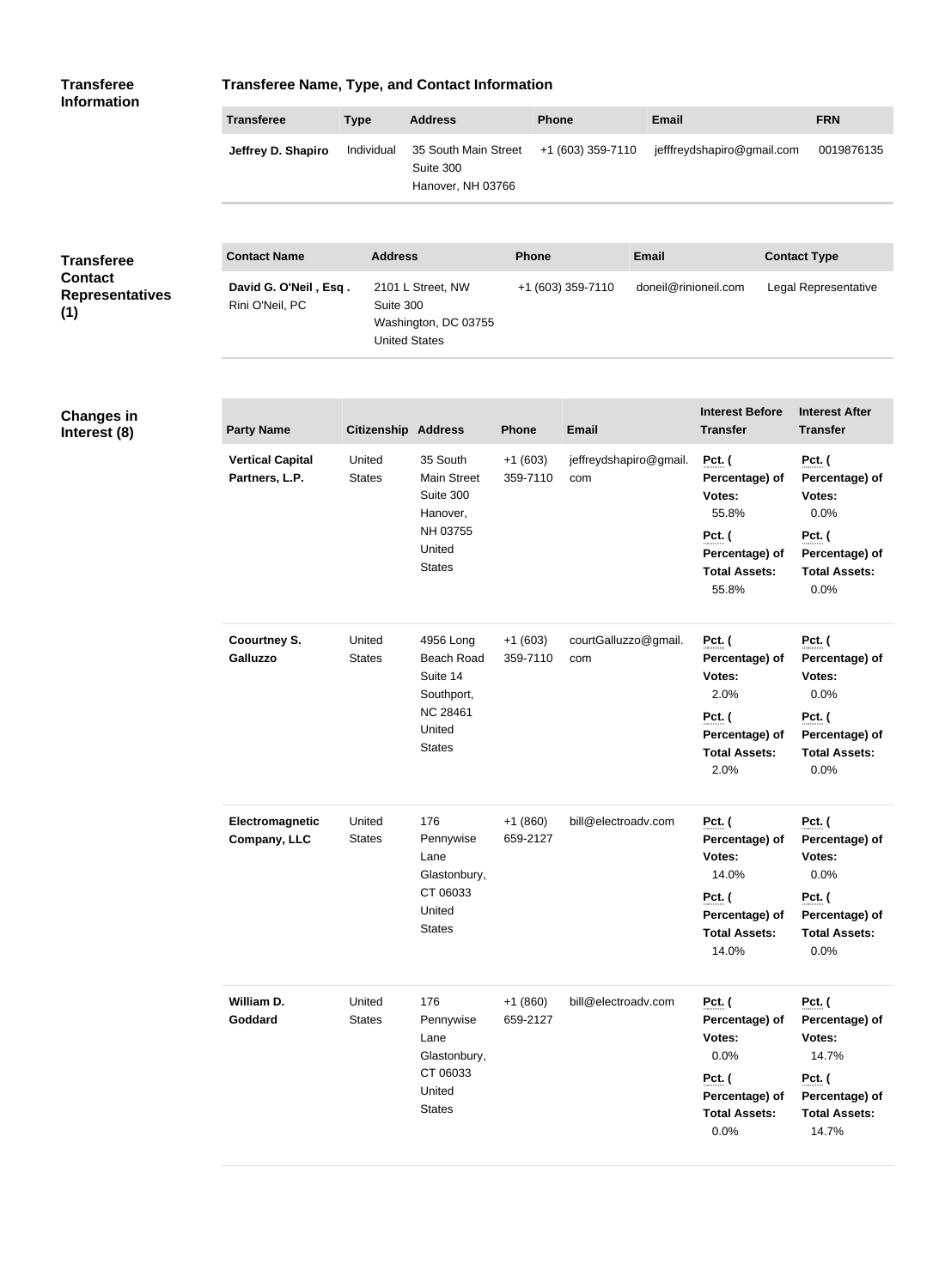## Transferee Information

### Transferee Name, Type, and Contact Information

| Transferee | Type | Address | Phone | Email | FRN |
|---|---|---|---|---|---|
| **Jeffrey D. Shapiro** | Individual | 35 South Main Street<br>Suite 300<br>Hanover, NH 03766 | +1 (603) 359-7110 | jefffreydshapiro@gmail.com | 0019876135 |

## Transferee Contact Representatives (1)

| Contact Name | Address | Phone | Email | Contact Type |
|---|---|---|---|---|
| **David G. O'Neil , Esq .**<br>Rini O'Neil, PC | 2101 L Street, NW<br>Suite 300<br>Washington, DC 03755<br>United States | +1 (603) 359-7110 | doneil@rinioneil.com | Legal Representative |

## Changes in Interest (8)

| Party Name | Citizenship | Address | Phone | Email | Interest Before Transfer | Interest After Transfer |
|---|---|---|---|---|---|---|
| **Vertical Capital Partners, L.P.** | United States | 35 South Main Street Suite 300 Hanover, NH 03755 United States | +1 (603) 359-7110 | jeffreydshapiro@gmail.com | **Pct. ( Percentage) of Votes:** 55.8%<br>**Pct. ( Percentage) of Total Assets:** 55.8% | **Pct. ( Percentage) of Votes:** 0.0%<br>**Pct. ( Percentage) of Total Assets:** 0.0% |
| **Coourtney S. Galluzzo** | United States | 4956 Long Beach Road Suite 14 Southport, NC 28461 United States | +1 (603) 359-7110 | courtGalluzzo@gmail.com | **Pct. ( Percentage) of Votes:** 2.0%<br>**Pct. ( Percentage) of Total Assets:** 2.0% | **Pct. ( Percentage) of Votes:** 0.0%<br>**Pct. ( Percentage) of Total Assets:** 0.0% |
| **Electromagnetic Company, LLC** | United States | 176 Pennywise Lane Glastonbury, CT 06033 United States | +1 (860) 659-2127 | bill@electroadv.com | **Pct. ( Percentage) of Votes:** 14.0%<br>**Pct. ( Percentage) of Total Assets:** 14.0% | **Pct. ( Percentage) of Votes:** 0.0%<br>**Pct. ( Percentage) of Total Assets:** 0.0% |
| **William D. Goddard** | United States | 176 Pennywise Lane Glastonbury, CT 06033 United States | +1 (860) 659-2127 | bill@electroadv.com | **Pct. ( Percentage) of Votes:** 0.0%<br>**Pct. ( Percentage) of Total Assets:** 0.0% | **Pct. ( Percentage) of Votes:** 14.7%<br>**Pct. ( Percentage) of Total Assets:** 14.7% |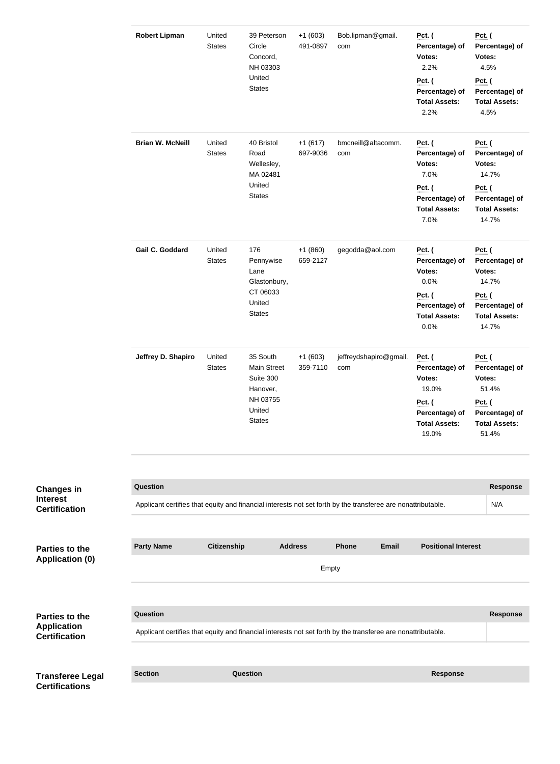| | | | | | | |
|---|---|---|---|---|---|---|
| **Robert Lipman** | United States | 39 Peterson Circle Concord, NH 03303 United States | +1 (603) 491-0897 | Bob.lipman@gmail.com | **Pct. ( Percentage) of Votes:** 2.2%<br>**Pct. ( Percentage) of Total Assets:** 2.2% | **Pct. ( Percentage) of Votes:** 4.5%<br>**Pct. ( Percentage) of Total Assets:** 4.5% |
| **Brian W. McNeill** | United States | 40 Bristol Road Wellesley, MA 02481 United States | +1 (617) 697-9036 | bmcneill@altacomm.com | **Pct. ( Percentage) of Votes:** 7.0%<br>**Pct. ( Percentage) of Total Assets:** 7.0% | **Pct. ( Percentage) of Votes:** 14.7%<br>**Pct. ( Percentage) of Total Assets:** 14.7% |
| **Gail C. Goddard** | United States | 176 Pennywise Lane Glastonbury, CT 06033 United States | +1 (860) 659-2127 | gegodda@aol.com | **Pct. ( Percentage) of Votes:** 0.0%<br>**Pct. ( Percentage) of Total Assets:** 0.0% | **Pct. ( Percentage) of Votes:** 14.7%<br>**Pct. ( Percentage) of Total Assets:** 14.7% |
| **Jeffrey D. Shapiro** | United States | 35 South Main Street Suite 300 Hanover, NH 03755 United States | +1 (603) 359-7110 | jeffreydshapiro@gmail.com | **Pct. ( Percentage) of Votes:** 19.0%<br>**Pct. ( Percentage) of Total Assets:** 19.0% | **Pct. ( Percentage) of Votes:** 51.4%<br>**Pct. ( Percentage) of Total Assets:** 51.4% |

## Changes in Interest Certification

| Question | Response |
|---|---|
| Applicant certifies that equity and financial interests not set forth by the transferee are nonattributable. | N/A |

## Parties to the Application (0)

| Party Name | Citizenship | Address | Phone | Email | Positional Interest |
|---|---|---|---|---|---|
| Empty | | | | | |

## Parties to the Application Certification

| Question | Response |
|---|---|
| Applicant certifies that equity and financial interests not set forth by the transferee are nonattributable. | |

## Transferee Legal Certifications

| Section | Question | Response |
|---|---|---|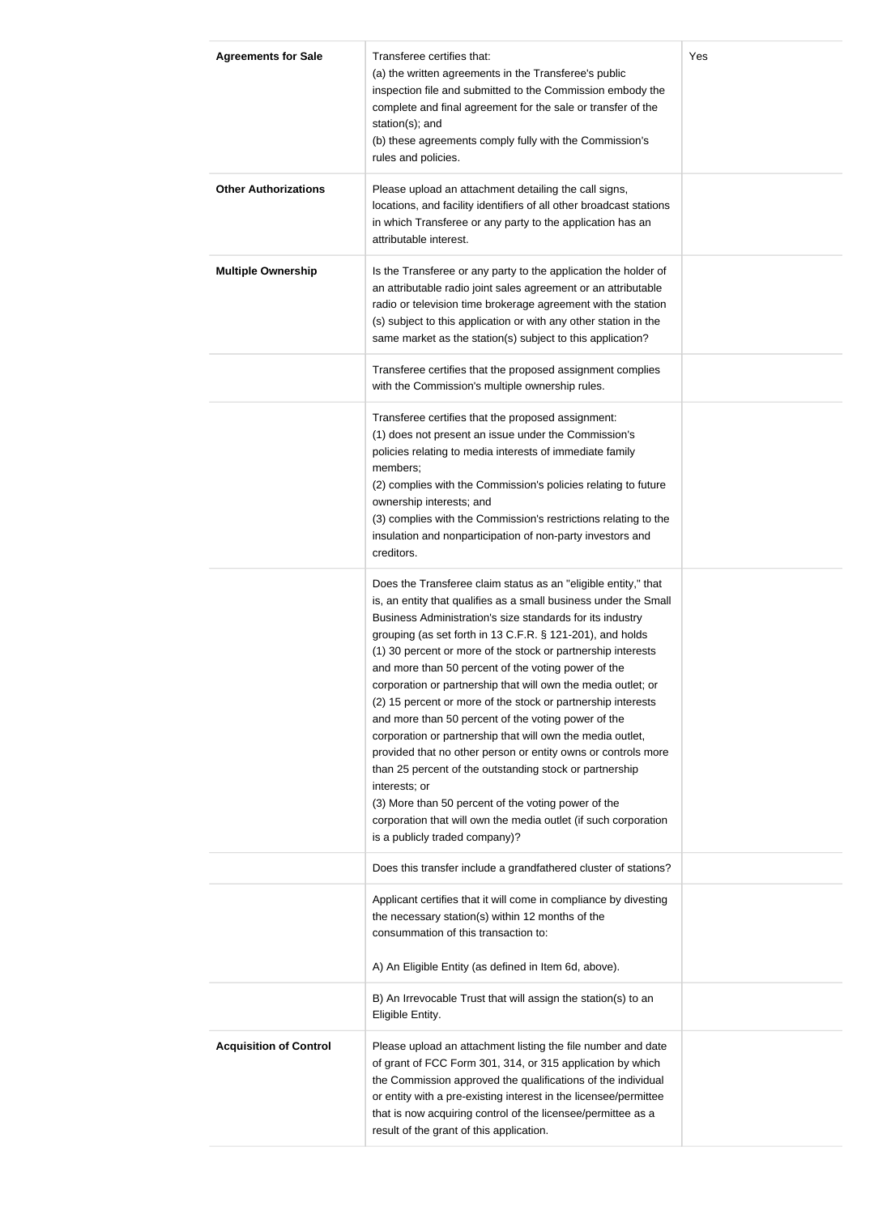| | | |
|---|---|---|
| **Agreements for Sale** | Transferee certifies that:<br>(a) the written agreements in the Transferee's public inspection file and submitted to the Commission embody the complete and final agreement for the sale or transfer of the station(s); and<br>(b) these agreements comply fully with the Commission's rules and policies. | Yes |
| **Other Authorizations** | Please upload an attachment detailing the call signs, locations, and facility identifiers of all other broadcast stations in which Transferee or any party to the application has an attributable interest. | |
| **Multiple Ownership** | Is the Transferee or any party to the application the holder of an attributable radio joint sales agreement or an attributable radio or television time brokerage agreement with the station (s) subject to this application or with any other station in the same market as the station(s) subject to this application? | |
| | Transferee certifies that the proposed assignment complies with the Commission's multiple ownership rules. | |
| | Transferee certifies that the proposed assignment:<br>(1) does not present an issue under the Commission's policies relating to media interests of immediate family members;<br>(2) complies with the Commission's policies relating to future ownership interests; and<br>(3) complies with the Commission's restrictions relating to the insulation and nonparticipation of non-party investors and creditors. | |
| | Does the Transferee claim status as an "eligible entity," that is, an entity that qualifies as a small business under the Small Business Administration's size standards for its industry grouping (as set forth in 13 C.F.R. § 121-201), and holds<br>(1) 30 percent or more of the stock or partnership interests and more than 50 percent of the voting power of the corporation or partnership that will own the media outlet; or<br>(2) 15 percent or more of the stock or partnership interests and more than 50 percent of the voting power of the corporation or partnership that will own the media outlet, provided that no other person or entity owns or controls more than 25 percent of the outstanding stock or partnership interests; or<br>(3) More than 50 percent of the voting power of the corporation that will own the media outlet (if such corporation is a publicly traded company)? | |
| | Does this transfer include a grandfathered cluster of stations? | |
| | Applicant certifies that it will come in compliance by divesting the necessary station(s) within 12 months of the consummation of this transaction to:<br><br>A) An Eligible Entity (as defined in Item 6d, above). | |
| | B) An Irrevocable Trust that will assign the station(s) to an Eligible Entity. | |
| **Acquisition of Control** | Please upload an attachment listing the file number and date of grant of FCC Form 301, 314, or 315 application by which the Commission approved the qualifications of the individual or entity with a pre-existing interest in the licensee/permittee that is now acquiring control of the licensee/permittee as a result of the grant of this application. | |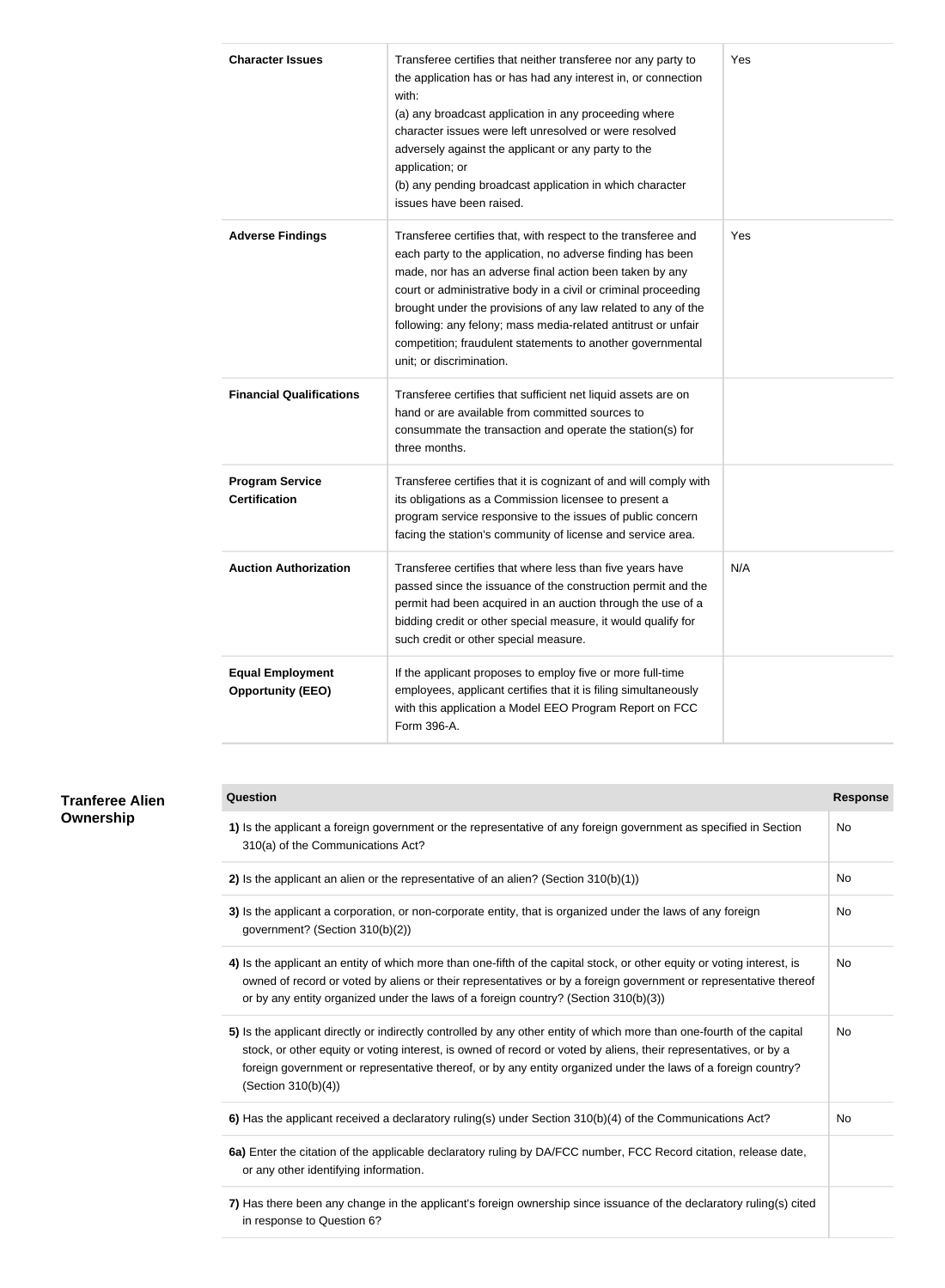| | | |
|---|---|---|
| **Character Issues** | Transferee certifies that neither transferee nor any party to the application has or has had any interest in, or connection with:<br>(a) any broadcast application in any proceeding where character issues were left unresolved or were resolved adversely against the applicant or any party to the application; or<br>(b) any pending broadcast application in which character issues have been raised. | Yes |
| **Adverse Findings** | Transferee certifies that, with respect to the transferee and each party to the application, no adverse finding has been made, nor has an adverse final action been taken by any court or administrative body in a civil or criminal proceeding brought under the provisions of any law related to any of the following: any felony; mass media-related antitrust or unfair competition; fraudulent statements to another governmental unit; or discrimination. | Yes |
| **Financial Qualifications** | Transferee certifies that sufficient net liquid assets are on hand or are available from committed sources to consummate the transaction and operate the station(s) for three months. | |
| **Program Service Certification** | Transferee certifies that it is cognizant of and will comply with its obligations as a Commission licensee to present a program service responsive to the issues of public concern facing the station's community of license and service area. | |
| **Auction Authorization** | Transferee certifies that where less than five years have passed since the issuance of the construction permit and the permit had been acquired in an auction through the use of a bidding credit or other special measure, it would qualify for such credit or other special measure. | N/A |
| **Equal Employment Opportunity (EEO)** | If the applicant proposes to employ five or more full-time employees, applicant certifies that it is filing simultaneously with this application a Model EEO Program Report on FCC Form 396-A. | |

## Tranferee Alien Ownership

| Question | Response |
|---|---|
| **1)** Is the applicant a foreign government or the representative of any foreign government as specified in Section 310(a) of the Communications Act? | No |
| **2)** Is the applicant an alien or the representative of an alien? (Section 310(b)(1)) | No |
| **3)** Is the applicant a corporation, or non-corporate entity, that is organized under the laws of any foreign government? (Section 310(b)(2)) | No |
| **4)** Is the applicant an entity of which more than one-fifth of the capital stock, or other equity or voting interest, is owned of record or voted by aliens or their representatives or by a foreign government or representative thereof or by any entity organized under the laws of a foreign country? (Section 310(b)(3)) | No |
| **5)** Is the applicant directly or indirectly controlled by any other entity of which more than one-fourth of the capital stock, or other equity or voting interest, is owned of record or voted by aliens, their representatives, or by a foreign government or representative thereof, or by any entity organized under the laws of a foreign country? (Section 310(b)(4)) | No |
| **6)** Has the applicant received a declaratory ruling(s) under Section 310(b)(4) of the Communications Act? | No |
| **6a)** Enter the citation of the applicable declaratory ruling by DA/FCC number, FCC Record citation, release date, or any other identifying information. | |
| **7)** Has there been any change in the applicant's foreign ownership since issuance of the declaratory ruling(s) cited in response to Question 6? | |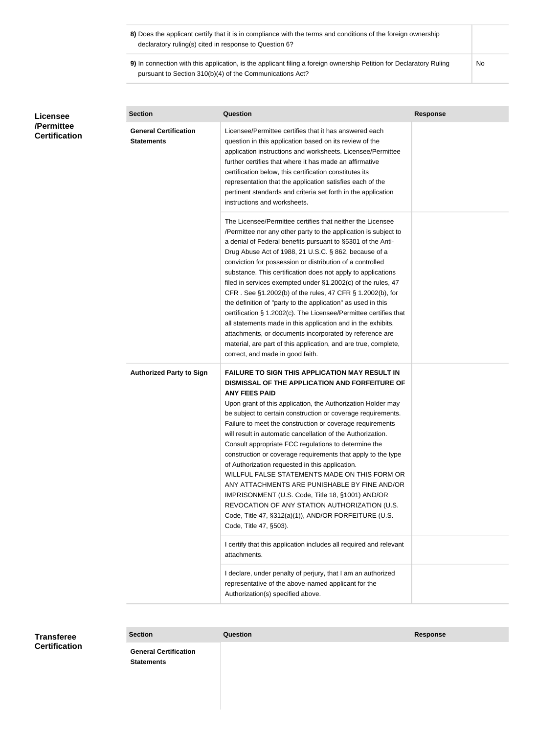| | |
|---|---|
| **8)** Does the applicant certify that it is in compliance with the terms and conditions of the foreign ownership declaratory ruling(s) cited in response to Question 6? | |
| **9)** In connection with this application, is the applicant filing a foreign ownership Petition for Declaratory Ruling pursuant to Section 310(b)(4) of the Communications Act? | No |

## Licensee /Permittee Certification

| Section | Question | Response |
|---|---|---|
| **General Certification Statements** | Licensee/Permittee certifies that it has answered each question in this application based on its review of the application instructions and worksheets. Licensee/Permittee further certifies that where it has made an affirmative certification below, this certification constitutes its representation that the application satisfies each of the pertinent standards and criteria set forth in the application instructions and worksheets. | |
| | The Licensee/Permittee certifies that neither the Licensee /Permittee nor any other party to the application is subject to a denial of Federal benefits pursuant to §5301 of the Anti-Drug Abuse Act of 1988, 21 U.S.C. § 862, because of a conviction for possession or distribution of a controlled substance. This certification does not apply to applications filed in services exempted under §1.2002(c) of the rules, 47 CFR . See §1.2002(b) of the rules, 47 CFR § 1.2002(b), for the definition of "party to the application" as used in this certification § 1.2002(c). The Licensee/Permittee certifies that all statements made in this application and in the exhibits, attachments, or documents incorporated by reference are material, are part of this application, and are true, complete, correct, and made in good faith. | |
| **Authorized Party to Sign** | **FAILURE TO SIGN THIS APPLICATION MAY RESULT IN DISMISSAL OF THE APPLICATION AND FORFEITURE OF ANY FEES PAID** Upon grant of this application, the Authorization Holder may be subject to certain construction or coverage requirements. Failure to meet the construction or coverage requirements will result in automatic cancellation of the Authorization. Consult appropriate FCC regulations to determine the construction or coverage requirements that apply to the type of Authorization requested in this application. WILLFUL FALSE STATEMENTS MADE ON THIS FORM OR ANY ATTACHMENTS ARE PUNISHABLE BY FINE AND/OR IMPRISONMENT (U.S. Code, Title 18, §1001) AND/OR REVOCATION OF ANY STATION AUTHORIZATION (U.S. Code, Title 47, §312(a)(1)), AND/OR FORFEITURE (U.S. Code, Title 47, §503). | |
| | I certify that this application includes all required and relevant attachments. | |
| | I declare, under penalty of perjury, that I am an authorized representative of the above-named applicant for the Authorization(s) specified above. | |

## Transferee Certification

| Section | Question | Response |
|---|---|---|
| **General Certification Statements** | | |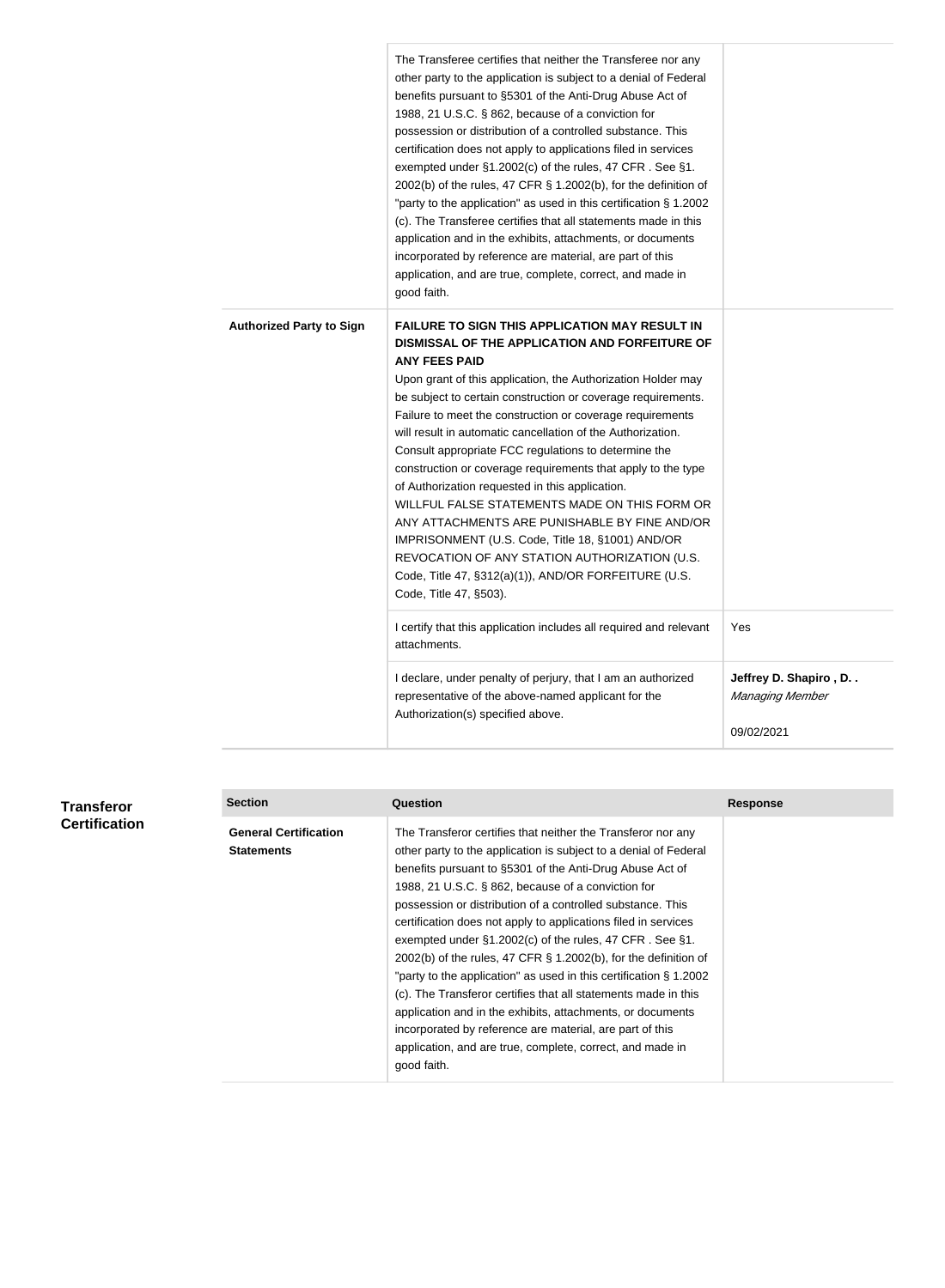| | | |
|---|---|---|
| | The Transferee certifies that neither the Transferee nor any other party to the application is subject to a denial of Federal benefits pursuant to §5301 of the Anti-Drug Abuse Act of 1988, 21 U.S.C. § 862, because of a conviction for possession or distribution of a controlled substance. This certification does not apply to applications filed in services exempted under §1.2002(c) of the rules, 47 CFR . See §1. 2002(b) of the rules, 47 CFR § 1.2002(b), for the definition of "party to the application" as used in this certification § 1.2002 (c). The Transferee certifies that all statements made in this application and in the exhibits, attachments, or documents incorporated by reference are material, are part of this application, and are true, complete, correct, and made in good faith. | |
| **Authorized Party to Sign** | **FAILURE TO SIGN THIS APPLICATION MAY RESULT IN DISMISSAL OF THE APPLICATION AND FORFEITURE OF ANY FEES PAID**<br>Upon grant of this application, the Authorization Holder may be subject to certain construction or coverage requirements. Failure to meet the construction or coverage requirements will result in automatic cancellation of the Authorization. Consult appropriate FCC regulations to determine the construction or coverage requirements that apply to the type of Authorization requested in this application.<br>WILLFUL FALSE STATEMENTS MADE ON THIS FORM OR ANY ATTACHMENTS ARE PUNISHABLE BY FINE AND/OR IMPRISONMENT (U.S. Code, Title 18, §1001) AND/OR REVOCATION OF ANY STATION AUTHORIZATION (U.S. Code, Title 47, §312(a)(1)), AND/OR FORFEITURE (U.S. Code, Title 47, §503). | |
| | I certify that this application includes all required and relevant attachments. | Yes |
| | I declare, under penalty of perjury, that I am an authorized representative of the above-named applicant for the Authorization(s) specified above. | **Jeffrey D. Shapiro , D. .**<br>*Managing Member*<br><br>09/02/2021 |

## Transferor Certification

| Section | Question | Response |
|---|---|---|
| **General Certification Statements** | The Transferor certifies that neither the Transferor nor any other party to the application is subject to a denial of Federal benefits pursuant to §5301 of the Anti-Drug Abuse Act of 1988, 21 U.S.C. § 862, because of a conviction for possession or distribution of a controlled substance. This certification does not apply to applications filed in services exempted under §1.2002(c) of the rules, 47 CFR . See §1. 2002(b) of the rules, 47 CFR § 1.2002(b), for the definition of "party to the application" as used in this certification § 1.2002 (c). The Transferor certifies that all statements made in this application and in the exhibits, attachments, or documents incorporated by reference are material, are part of this application, and are true, complete, correct, and made in good faith. | |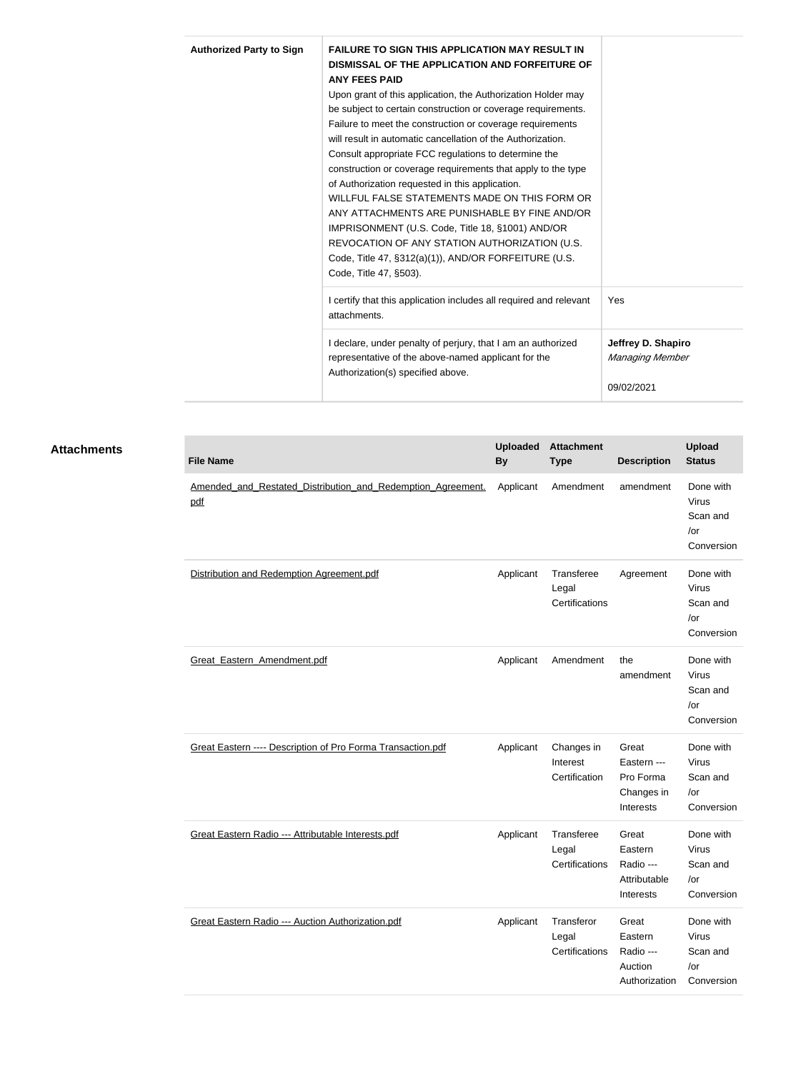| Authorized Party to Sign | **FAILURE TO SIGN THIS APPLICATION MAY RESULT IN DISMISSAL OF THE APPLICATION AND FORFEITURE OF ANY FEES PAID**<br>Upon grant of this application, the Authorization Holder may be subject to certain construction or coverage requirements. Failure to meet the construction or coverage requirements will result in automatic cancellation of the Authorization. Consult appropriate FCC regulations to determine the construction or coverage requirements that apply to the type of Authorization requested in this application.<br>WILLFUL FALSE STATEMENTS MADE ON THIS FORM OR ANY ATTACHMENTS ARE PUNISHABLE BY FINE AND/OR IMPRISONMENT (U.S. Code, Title 18, §1001) AND/OR REVOCATION OF ANY STATION AUTHORIZATION (U.S. Code, Title 47, §312(a)(1)), AND/OR FORFEITURE (U.S. Code, Title 47, §503). | |
|---|---|---|
| | I certify that this application includes all required and relevant attachments. | Yes |
| | I declare, under penalty of perjury, that I am an authorized representative of the above-named applicant for the Authorization(s) specified above. | **Jeffrey D. Shapiro**<br>*Managing Member*<br><br>09/02/2021 |

## Attachments

| File Name | Uploaded By | Attachment Type | Description | Upload Status |
|---|---|---|---|---|
| Amended_and_Restated_Distribution_and_Redemption_Agreement.pdf | Applicant | Amendment | amendment | Done with Virus Scan and /or Conversion |
| Distribution and Redemption Agreement.pdf | Applicant | Transferee Legal Certifications | Agreement | Done with Virus Scan and /or Conversion |
| Great_Eastern_Amendment.pdf | Applicant | Amendment | the amendment | Done with Virus Scan and /or Conversion |
| Great Eastern ---- Description of Pro Forma Transaction.pdf | Applicant | Changes in Interest Certification | Great Eastern --- Pro Forma Changes in Interests | Done with Virus Scan and /or Conversion |
| Great Eastern Radio --- Attributable Interests.pdf | Applicant | Transferee Legal Certifications | Great Eastern Radio --- Attributable Interests | Done with Virus Scan and /or Conversion |
| Great Eastern Radio --- Auction Authorization.pdf | Applicant | Transferor Legal Certifications | Great Eastern Radio --- Auction Authorization | Done with Virus Scan and /or Conversion |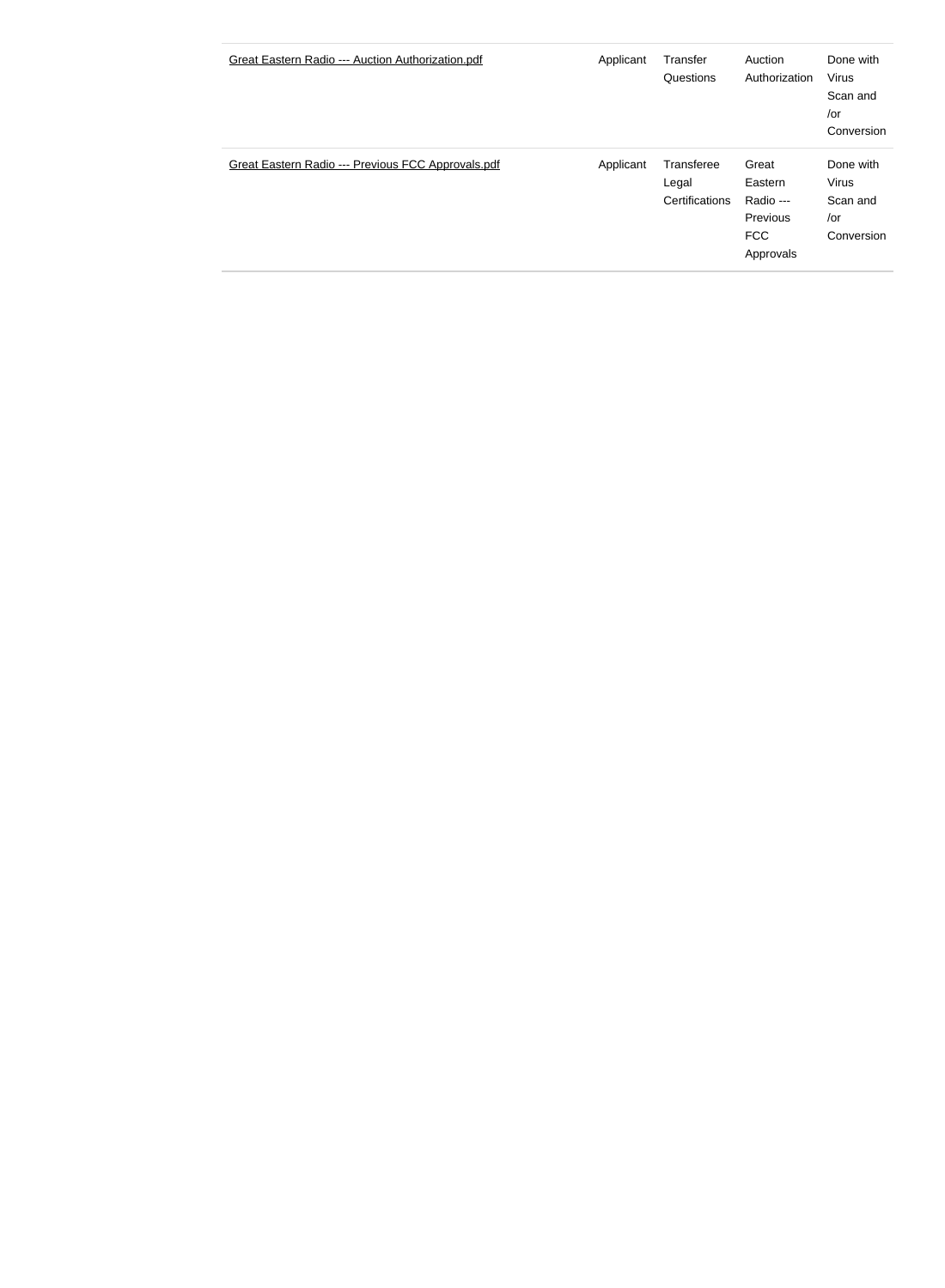| | | | | |
|---|---|---|---|---|
| Great Eastern Radio --- Auction Authorization.pdf | Applicant | Transfer Questions | Auction Authorization | Done with Virus Scan and /or Conversion |
| Great Eastern Radio --- Previous FCC Approvals.pdf | Applicant | Transferee Legal Certifications | Great Eastern Radio --- Previous FCC Approvals | Done with Virus Scan and /or Conversion |